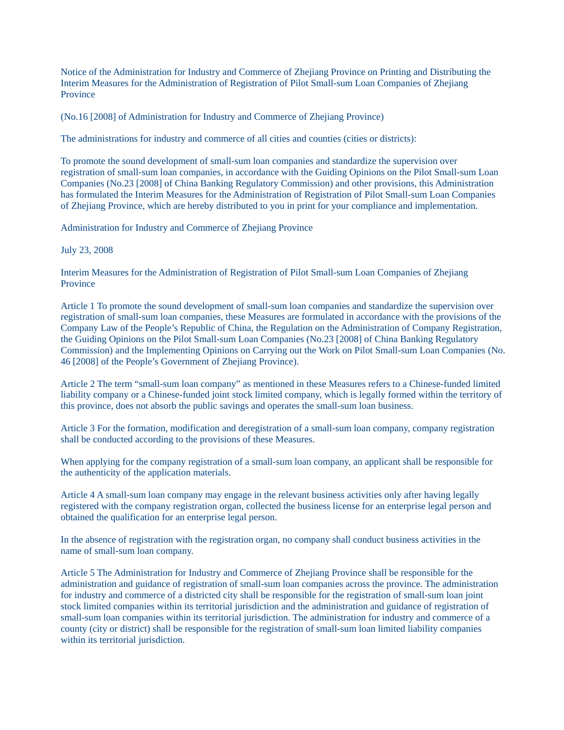# Notice of the Administration for Industry and Commerce of Zhejiang Province on Printing and Distributing the Interim Measures for the Administration of Registration of Pilot Small-sum Loan Companies of Zhejiang Province

(No.16 [2008] of Administration for Industry and Commerce of Zhejiang Province)

The administrations for industry and commerce of all cities and counties (cities or districts):

To promote the sound development of small-sum loan companies and standardize the supervision over registration of small-sum loan companies, in accordance with the Guiding Opinions on the Pilot Small-sum Loan Companies (No.23 [2008] of China Banking Regulatory Commission) and other provisions, this Administration has formulated the Interim Measures for the Administration of Registration of Pilot Small-sum Loan Companies of Zhejiang Province, which are hereby distributed to you in print for your compliance and implementation.

Administration for Industry and Commerce of Zhejiang Province

July 23, 2008

## Interim Measures for the Administration of Registration of Pilot Small-sum Loan Companies of Zhejiang Province

Article 1 To promote the sound development of small-sum loan companies and standardize the supervision over registration of small-sum loan companies, these Measures are formulated in accordance with the provisions of the Company Law of the People's Republic of China, the Regulation on the Administration of Company Registration, the Guiding Opinions on the Pilot Small-sum Loan Companies (No.23 [2008] of China Banking Regulatory Commission) and the Implementing Opinions on Carrying out the Work on Pilot Small-sum Loan Companies (No. 46 [2008] of the People's Government of Zhejiang Province).

Article 2 The term "small-sum loan company" as mentioned in these Measures refers to a Chinese-funded limited liability company or a Chinese-funded joint stock limited company, which is legally formed within the territory of this province, does not absorb the public savings and operates the small-sum loan business.

Article 3 For the formation, modification and deregistration of a small-sum loan company, company registration shall be conducted according to the provisions of these Measures.

When applying for the company registration of a small-sum loan company, an applicant shall be responsible for the authenticity of the application materials.

Article 4 A small-sum loan company may engage in the relevant business activities only after having legally registered with the company registration organ, collected the business license for an enterprise legal person and obtained the qualification for an enterprise legal person.

In the absence of registration with the registration organ, no company shall conduct business activities in the name of small-sum loan company.

Article 5 The Administration for Industry and Commerce of Zhejiang Province shall be responsible for the administration and guidance of registration of small-sum loan companies across the province. The administration for industry and commerce of a districted city shall be responsible for the registration of small-sum loan joint stock limited companies within its territorial jurisdiction and the administration and guidance of registration of small-sum loan companies within its territorial jurisdiction. The administration for industry and commerce of a county (city or district) shall be responsible for the registration of small-sum loan limited liability companies within its territorial jurisdiction.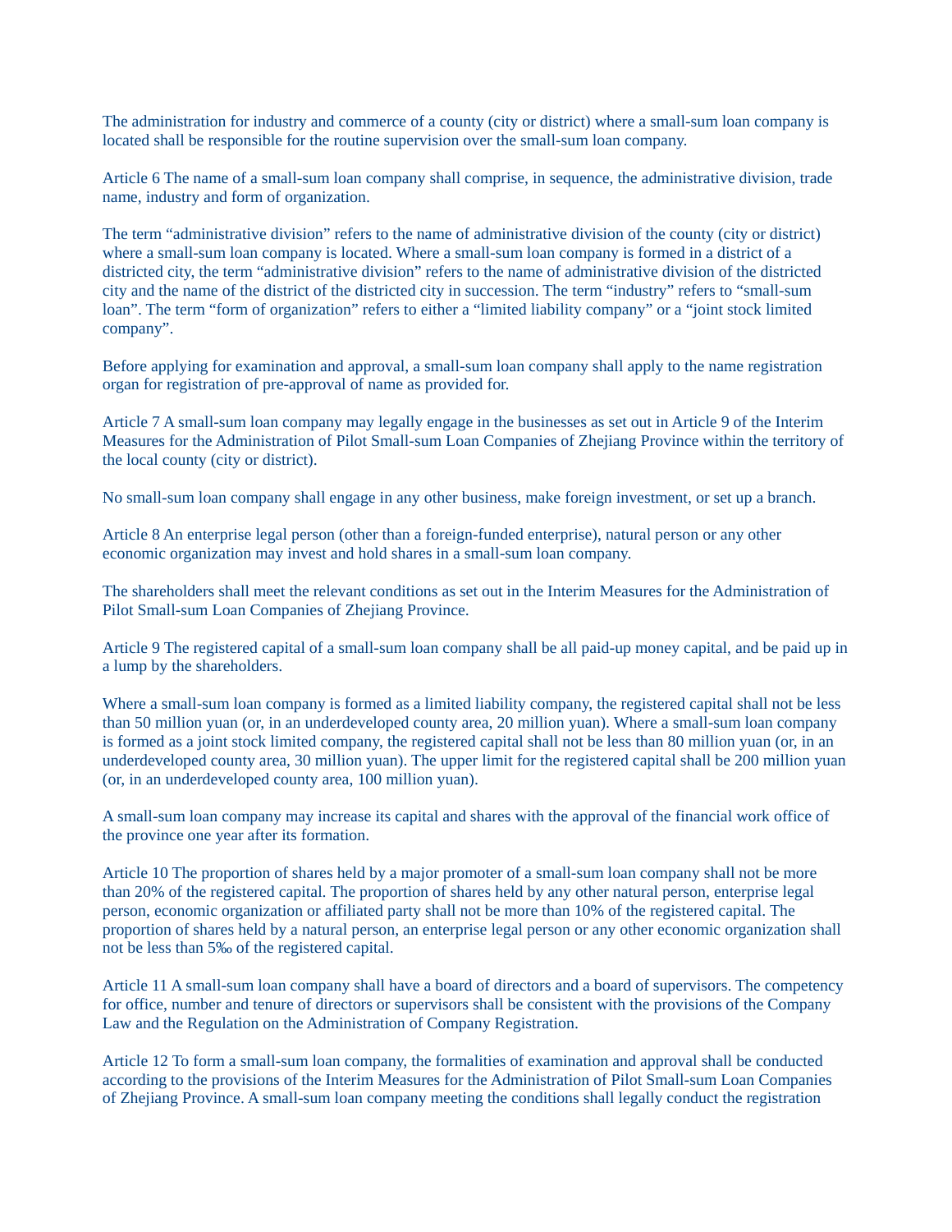The administration for industry and commerce of a county (city or district) where a small-sum loan company is located shall be responsible for the routine supervision over the small-sum loan company.

Article 6 The name of a small-sum loan company shall comprise, in sequence, the administrative division, trade name, industry and form of organization.

The term “administrative division” refers to the name of administrative division of the county (city or district) where a small-sum loan company is located. Where a small-sum loan company is formed in a district of a districted city, the term “administrative division” refers to the name of administrative division of the districted city and the name of the district of the districted city in succession. The term “industry” refers to “small-sum loan”. The term “form of organization” refers to either a “limited liability company” or a “joint stock limited company”.

Before applying for examination and approval, a small-sum loan company shall apply to the name registration organ for registration of pre-approval of name as provided for.

Article 7 A small-sum loan company may legally engage in the businesses as set out in Article 9 of the Interim Measures for the Administration of Pilot Small-sum Loan Companies of Zhejiang Province within the territory of the local county (city or district).

No small-sum loan company shall engage in any other business, make foreign investment, or set up a branch.

Article 8 An enterprise legal person (other than a foreign-funded enterprise), natural person or any other economic organization may invest and hold shares in a small-sum loan company.

The shareholders shall meet the relevant conditions as set out in the Interim Measures for the Administration of Pilot Small-sum Loan Companies of Zhejiang Province.

Article 9 The registered capital of a small-sum loan company shall be all paid-up money capital, and be paid up in a lump by the shareholders.

Where a small-sum loan company is formed as a limited liability company, the registered capital shall not be less than 50 million yuan (or, in an underdeveloped county area, 20 million yuan). Where a small-sum loan company is formed as a joint stock limited company, the registered capital shall not be less than 80 million yuan (or, in an underdeveloped county area, 30 million yuan). The upper limit for the registered capital shall be 200 million yuan (or, in an underdeveloped county area, 100 million yuan).

A small-sum loan company may increase its capital and shares with the approval of the financial work office of the province one year after its formation.

Article 10 The proportion of shares held by a major promoter of a small-sum loan company shall not be more than 20% of the registered capital. The proportion of shares held by any other natural person, enterprise legal person, economic organization or affiliated party shall not be more than 10% of the registered capital. The proportion of shares held by a natural person, an enterprise legal person or any other economic organization shall not be less than 5‰ of the registered capital.

Article 11 A small-sum loan company shall have a board of directors and a board of supervisors. The competency for office, number and tenure of directors or supervisors shall be consistent with the provisions of the Company Law and the Regulation on the Administration of Company Registration.

Article 12 To form a small-sum loan company, the formalities of examination and approval shall be conducted according to the provisions of the Interim Measures for the Administration of Pilot Small-sum Loan Companies of Zhejiang Province. A small-sum loan company meeting the conditions shall legally conduct the registration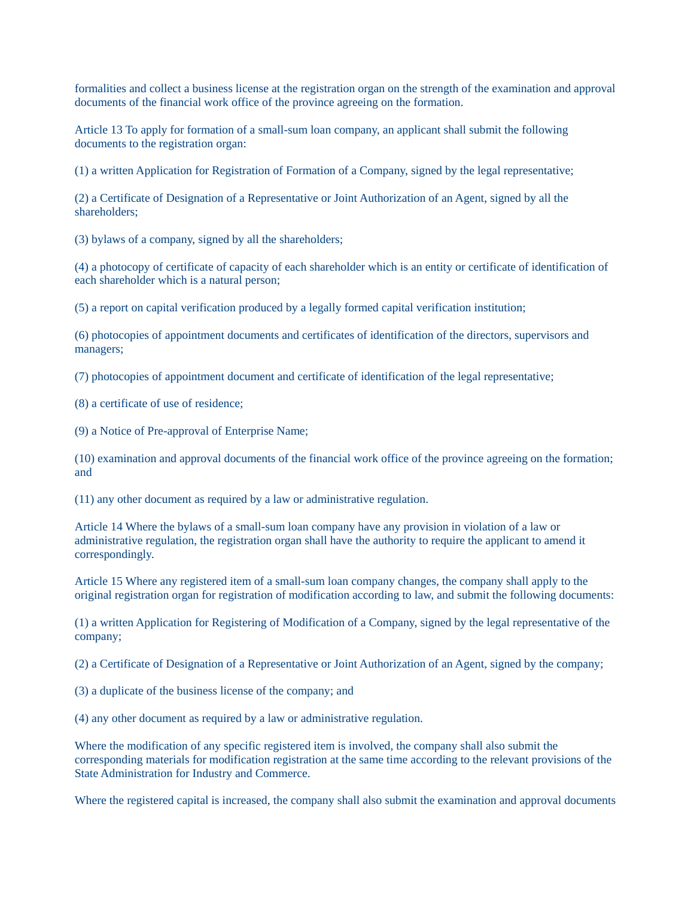formalities and collect a business license at the registration organ on the strength of the examination and approval documents of the financial work office of the province agreeing on the formation.

Article 13 To apply for formation of a small-sum loan company, an applicant shall submit the following documents to the registration organ:

(1) a written Application for Registration of Formation of a Company, signed by the legal representative;

(2) a Certificate of Designation of a Representative or Joint Authorization of an Agent, signed by all the shareholders;

(3) bylaws of a company, signed by all the shareholders;

(4) a photocopy of certificate of capacity of each shareholder which is an entity or certificate of identification of each shareholder which is a natural person;

(5) a report on capital verification produced by a legally formed capital verification institution;

(6) photocopies of appointment documents and certificates of identification of the directors, supervisors and managers;

(7) photocopies of appointment document and certificate of identification of the legal representative;

(8) a certificate of use of residence;

(9) a Notice of Pre-approval of Enterprise Name;

(10) examination and approval documents of the financial work office of the province agreeing on the formation; and

(11) any other document as required by a law or administrative regulation.

Article 14 Where the bylaws of a small-sum loan company have any provision in violation of a law or administrative regulation, the registration organ shall have the authority to require the applicant to amend it correspondingly.

Article 15 Where any registered item of a small-sum loan company changes, the company shall apply to the original registration organ for registration of modification according to law, and submit the following documents:

(1) a written Application for Registering of Modification of a Company, signed by the legal representative of the company;

(2) a Certificate of Designation of a Representative or Joint Authorization of an Agent, signed by the company;

(3) a duplicate of the business license of the company; and

(4) any other document as required by a law or administrative regulation.

Where the modification of any specific registered item is involved, the company shall also submit the corresponding materials for modification registration at the same time according to the relevant provisions of the State Administration for Industry and Commerce.

Where the registered capital is increased, the company shall also submit the examination and approval documents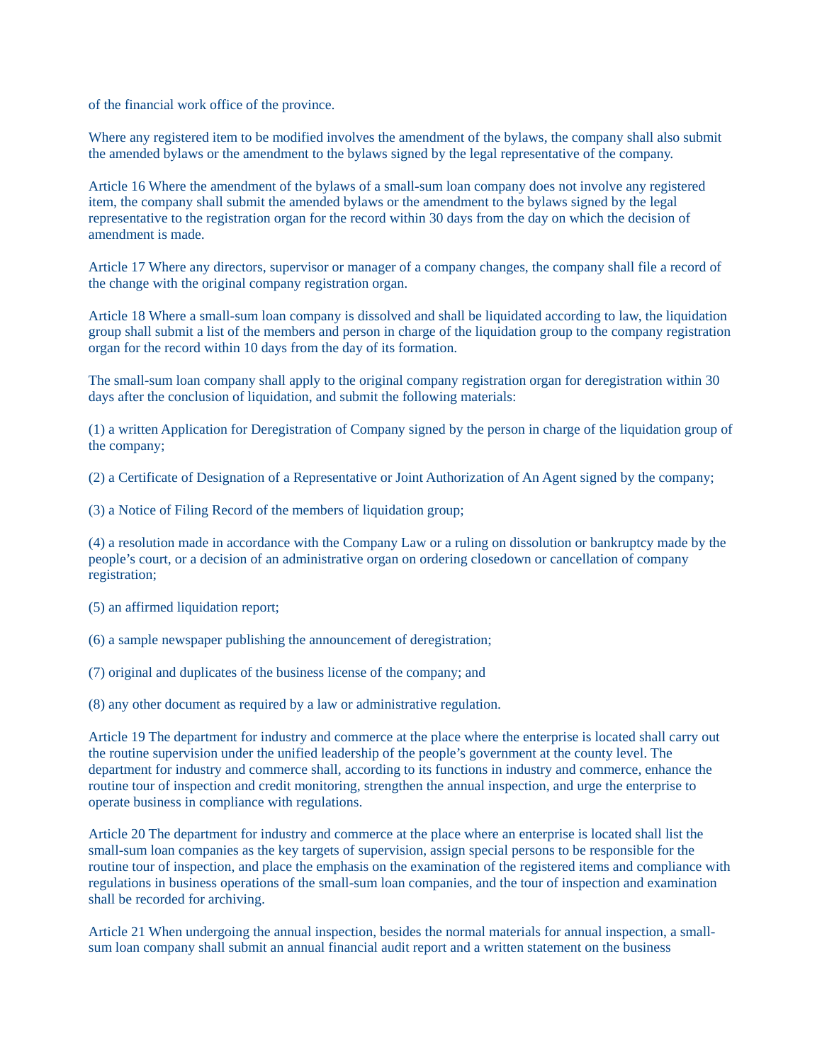of the financial work office of the province.

Where any registered item to be modified involves the amendment of the bylaws, the company shall also submit the amended bylaws or the amendment to the bylaws signed by the legal representative of the company.

Article 16 Where the amendment of the bylaws of a small-sum loan company does not involve any registered item, the company shall submit the amended bylaws or the amendment to the bylaws signed by the legal representative to the registration organ for the record within 30 days from the day on which the decision of amendment is made.

Article 17 Where any directors, supervisor or manager of a company changes, the company shall file a record of the change with the original company registration organ.

Article 18 Where a small-sum loan company is dissolved and shall be liquidated according to law, the liquidation group shall submit a list of the members and person in charge of the liquidation group to the company registration organ for the record within 10 days from the day of its formation.

The small-sum loan company shall apply to the original company registration organ for deregistration within 30 days after the conclusion of liquidation, and submit the following materials:

(1) a written Application for Deregistration of Company signed by the person in charge of the liquidation group of the company;

(2) a Certificate of Designation of a Representative or Joint Authorization of An Agent signed by the company;

(3) a Notice of Filing Record of the members of liquidation group;

(4) a resolution made in accordance with the Company Law or a ruling on dissolution or bankruptcy made by the people's court, or a decision of an administrative organ on ordering closedown or cancellation of company registration;

(5) an affirmed liquidation report;

(6) a sample newspaper publishing the announcement of deregistration;

(7) original and duplicates of the business license of the company; and

(8) any other document as required by a law or administrative regulation.

Article 19 The department for industry and commerce at the place where the enterprise is located shall carry out the routine supervision under the unified leadership of the people's government at the county level. The department for industry and commerce shall, according to its functions in industry and commerce, enhance the routine tour of inspection and credit monitoring, strengthen the annual inspection, and urge the enterprise to operate business in compliance with regulations.

Article 20 The department for industry and commerce at the place where an enterprise is located shall list the small-sum loan companies as the key targets of supervision, assign special persons to be responsible for the routine tour of inspection, and place the emphasis on the examination of the registered items and compliance with regulations in business operations of the small-sum loan companies, and the tour of inspection and examination shall be recorded for archiving.

Article 21 When undergoing the annual inspection, besides the normal materials for annual inspection, a small-sum loan company shall submit an annual financial audit report and a written statement on the business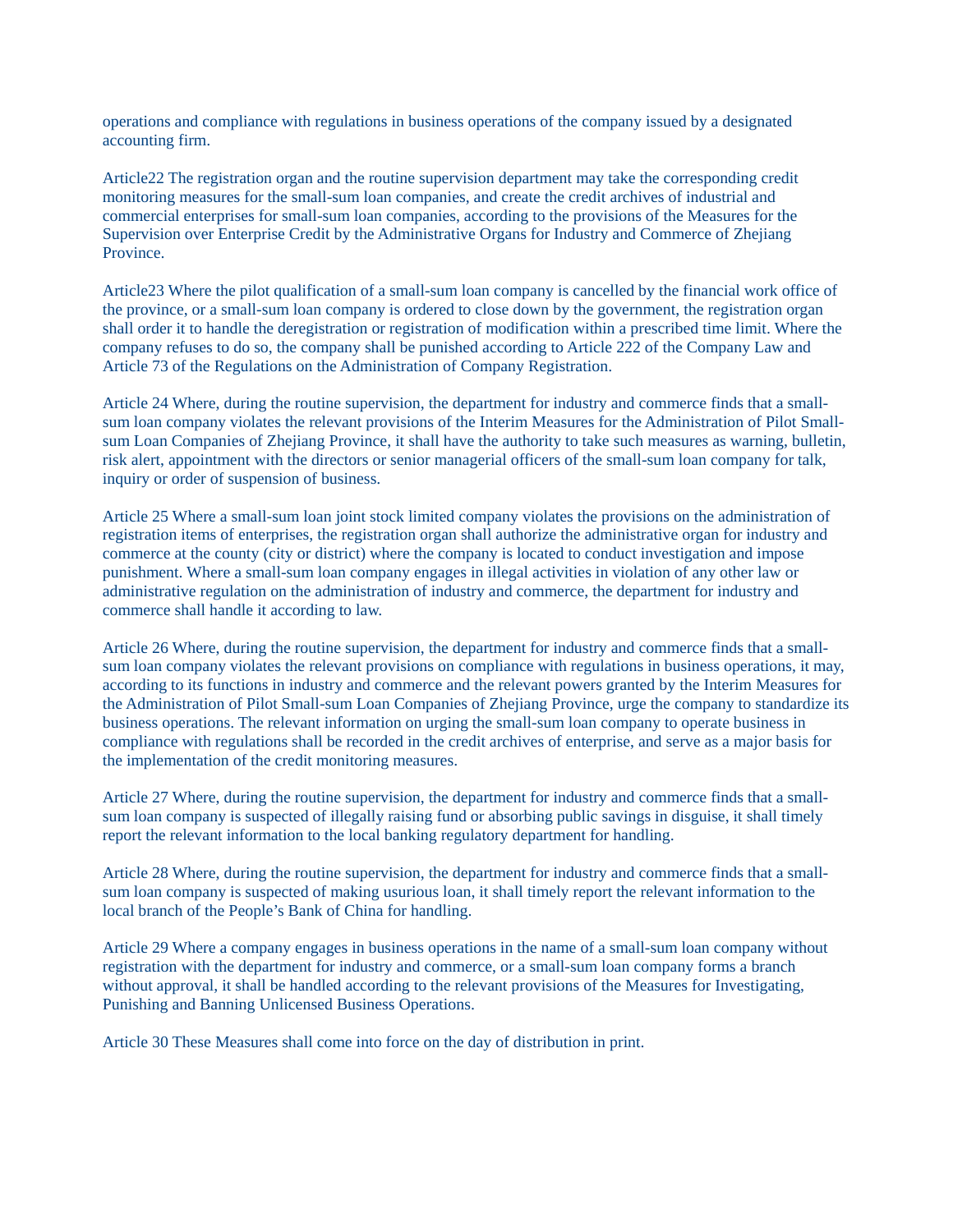operations and compliance with regulations in business operations of the company issued by a designated accounting firm.

Article22 The registration organ and the routine supervision department may take the corresponding credit monitoring measures for the small-sum loan companies, and create the credit archives of industrial and commercial enterprises for small-sum loan companies, according to the provisions of the Measures for the Supervision over Enterprise Credit by the Administrative Organs for Industry and Commerce of Zhejiang Province.

Article23 Where the pilot qualification of a small-sum loan company is cancelled by the financial work office of the province, or a small-sum loan company is ordered to close down by the government, the registration organ shall order it to handle the deregistration or registration of modification within a prescribed time limit. Where the company refuses to do so, the company shall be punished according to Article 222 of the Company Law and Article 73 of the Regulations on the Administration of Company Registration.

Article 24 Where, during the routine supervision, the department for industry and commerce finds that a small-sum loan company violates the relevant provisions of the Interim Measures for the Administration of Pilot Small-sum Loan Companies of Zhejiang Province, it shall have the authority to take such measures as warning, bulletin, risk alert, appointment with the directors or senior managerial officers of the small-sum loan company for talk, inquiry or order of suspension of business.

Article 25 Where a small-sum loan joint stock limited company violates the provisions on the administration of registration items of enterprises, the registration organ shall authorize the administrative organ for industry and commerce at the county (city or district) where the company is located to conduct investigation and impose punishment. Where a small-sum loan company engages in illegal activities in violation of any other law or administrative regulation on the administration of industry and commerce, the department for industry and commerce shall handle it according to law.

Article 26 Where, during the routine supervision, the department for industry and commerce finds that a small-sum loan company violates the relevant provisions on compliance with regulations in business operations, it may, according to its functions in industry and commerce and the relevant powers granted by the Interim Measures for the Administration of Pilot Small-sum Loan Companies of Zhejiang Province, urge the company to standardize its business operations. The relevant information on urging the small-sum loan company to operate business in compliance with regulations shall be recorded in the credit archives of enterprise, and serve as a major basis for the implementation of the credit monitoring measures.

Article 27 Where, during the routine supervision, the department for industry and commerce finds that a small-sum loan company is suspected of illegally raising fund or absorbing public savings in disguise, it shall timely report the relevant information to the local banking regulatory department for handling.

Article 28 Where, during the routine supervision, the department for industry and commerce finds that a small-sum loan company is suspected of making usurious loan, it shall timely report the relevant information to the local branch of the People's Bank of China for handling.

Article 29 Where a company engages in business operations in the name of a small-sum loan company without registration with the department for industry and commerce, or a small-sum loan company forms a branch without approval, it shall be handled according to the relevant provisions of the Measures for Investigating, Punishing and Banning Unlicensed Business Operations.

Article 30 These Measures shall come into force on the day of distribution in print.